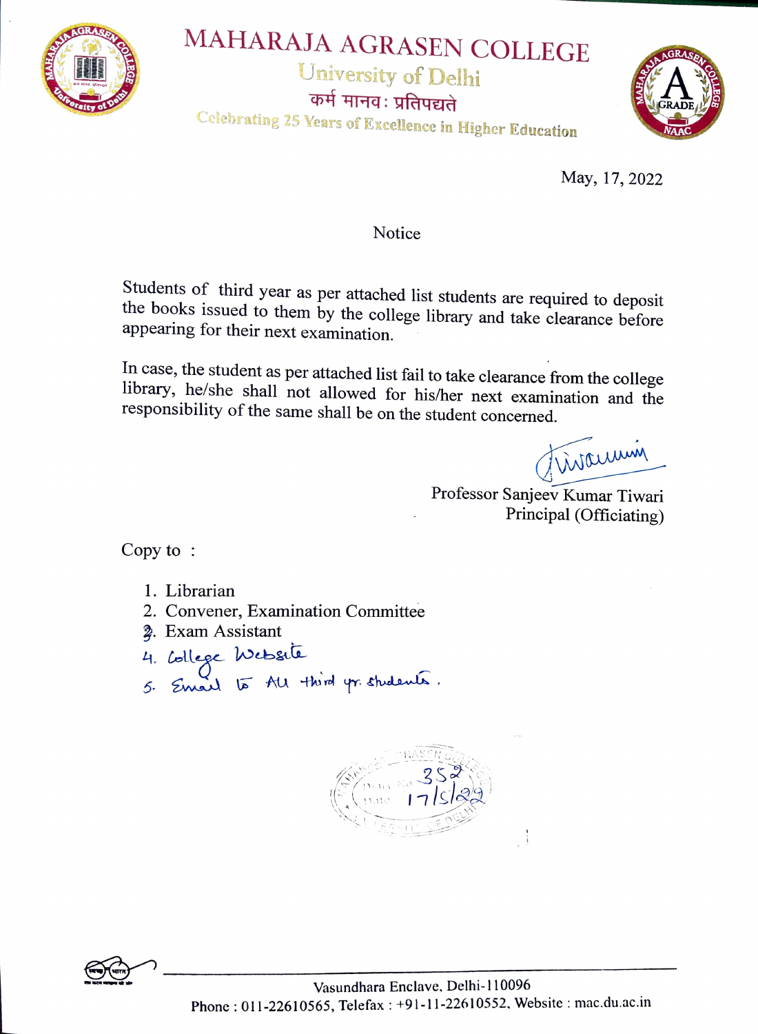# MAHARAJA AGRASEN COLLEGE

University of Delhi

कर्म मानवः प्रतिपद्यते

Celebrating 25 Years of Excellence in Higher Education

May, 17, 2022

## Notice

Students of third year as per attached list students are required to deposit the books issued to them by the college library and take clearance before appearing for their next examination.

In case, the student as per attached list fail to take clearance from the college library, he/she shall not allowed for his/her next examination and the responsibility of the same shall be on the student concerned.

Professor Sanjeev Kumar Tiwari
Principal (Officiating)

Copy to :

1. Librarian
2. Convener, Examination Committee
3. Exam Assistant
4. College Website
5. Email to All third yr. students.

Diary No 352
Date 17/5/22

Vasundhara Enclave, Delhi-110096
Phone : 011-22610565, Telefax : +91-11-22610552, Website : mac.du.ac.in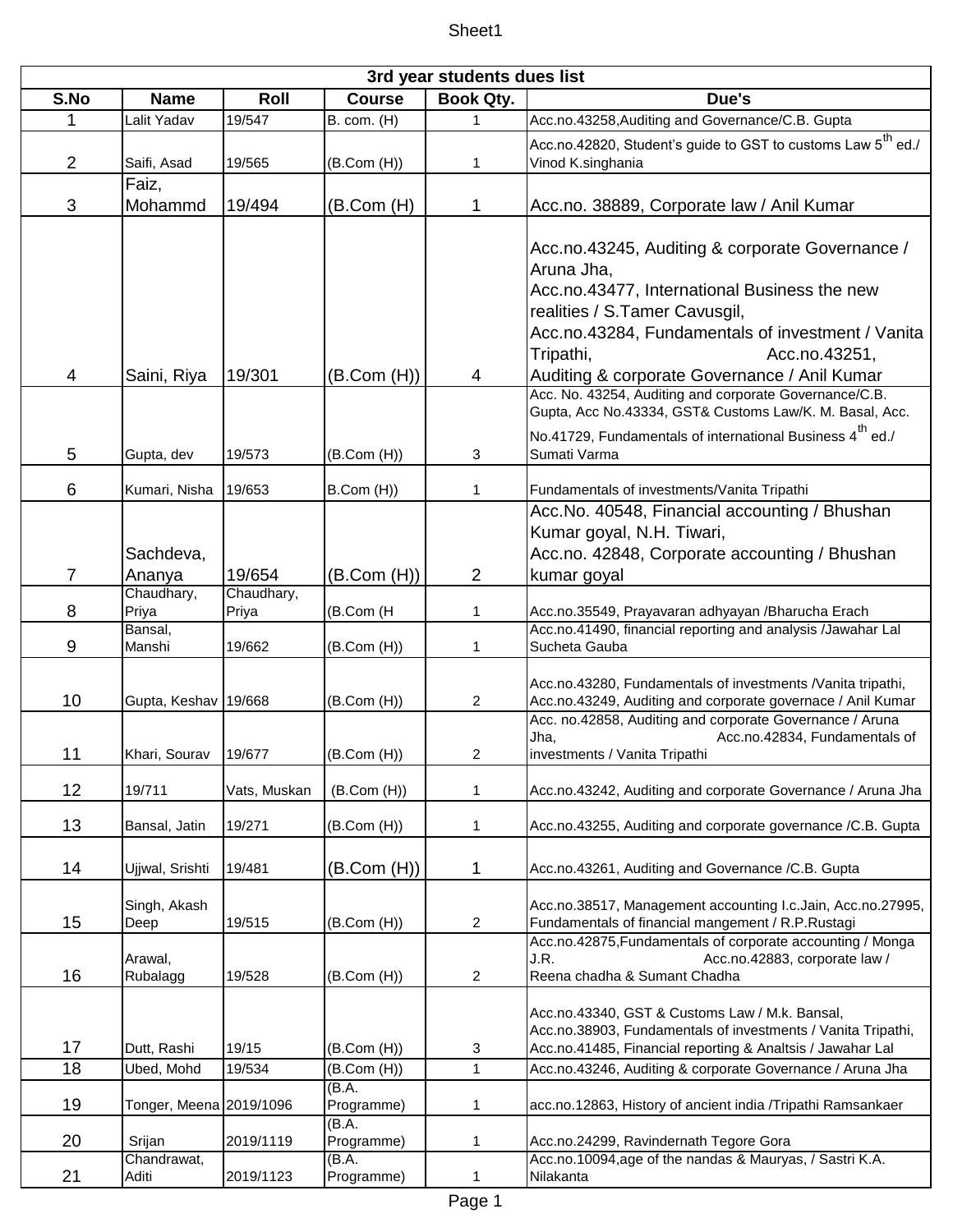| 3rd year students dues list | | | | | |
|---|---|---|---|---|---|
| **S.No** | **Name** | **Roll** | **Course** | **Book Qty.** | **Due's** |
| 1 | Lalit Yadav | 19/547 | B. com. (H) | 1 | Acc.no.43258,Auditing and Governance/C.B. Gupta |
| 2 | Saifi, Asad | 19/565 | (B.Com (H)) | 1 | Acc.no.42820, Student's guide to GST to customs Law 5th ed./ Vinod K.singhania |
| 3 | Faiz, Mohammd | 19/494 | (B.Com (H) | 1 | Acc.no. 38889, Corporate law / Anil Kumar |
| 4 | Saini, Riya | 19/301 | (B.Com (H)) | 4 | Acc.no.43245, Auditing & corporate Governance / Aruna Jha, Acc.no.43477, International Business the new realities / S.Tamer Cavusgil, Acc.no.43284, Fundamentals of investment / Vanita Tripathi, Acc.no.43251, Auditing & corporate Governance / Anil Kumar |
| 5 | Gupta, dev | 19/573 | (B.Com (H)) | 3 | Acc. No. 43254, Auditing and corporate Governance/C.B. Gupta, Acc No.43334, GST& Customs Law/K. M. Basal, Acc. No.41729, Fundamentals of international Business 4th ed./ Sumati Varma |
| 6 | Kumari, Nisha | 19/653 | B.Com (H)) | 1 | Fundamentals of investments/Vanita Tripathi |
| 7 | Sachdeva, Ananya | 19/654 | (B.Com (H)) | 2 | Acc.No. 40548, Financial accounting / Bhushan Kumar goyal, N.H. Tiwari, Acc.no. 42848, Corporate accounting / Bhushan kumar goyal |
| 8 | Chaudhary, Priya | Chaudhary, Priya | (B.Com (H | 1 | Acc.no.35549, Prayavaran adhyayan /Bharucha Erach |
| 9 | Bansal, Manshi | 19/662 | (B.Com (H)) | 1 | Acc.no.41490, financial reporting and analysis /Jawahar Lal Sucheta Gauba |
| 10 | Gupta, Keshav | 19/668 | (B.Com (H)) | 2 | Acc.no.43280, Fundamentals of investments /Vanita tripathi, Acc.no.43249, Auditing and corporate governace / Anil Kumar |
| 11 | Khari, Sourav | 19/677 | (B.Com (H)) | 2 | Acc. no.42858, Auditing and corporate Governance / Aruna Jha, Acc.no.42834, Fundamentals of investments / Vanita Tripathi |
| 12 | 19/711 | Vats, Muskan | (B.Com (H)) | 1 | Acc.no.43242, Auditing and corporate Governance / Aruna Jha |
| 13 | Bansal, Jatin | 19/271 | (B.Com (H)) | 1 | Acc.no.43255, Auditing and corporate governance /C.B. Gupta |
| 14 | Ujjwal, Srishti | 19/481 | (B.Com (H)) | 1 | Acc.no.43261, Auditing and Governance /C.B. Gupta |
| 15 | Singh, Akash Deep | 19/515 | (B.Com (H)) | 2 | Acc.no.38517, Management accounting I.c.Jain, Acc.no.27995, Fundamentals of financial mangement / R.P.Rustagi |
| 16 | Arawal, Rubalagg | 19/528 | (B.Com (H)) | 2 | Acc.no.42875,Fundamentals of corporate accounting / Monga J.R. Acc.no.42883, corporate law / Reena chadha & Sumant Chadha |
| 17 | Dutt, Rashi | 19/15 | (B.Com (H)) | 3 | Acc.no.43340, GST & Customs Law / M.k. Bansal, Acc.no.38903, Fundamentals of investments / Vanita Tripathi, Acc.no.41485, Financial reporting & Analtsis / Jawahar Lal |
| 18 | Ubed, Mohd | 19/534 | (B.Com (H)) | 1 | Acc.no.43246, Auditing & corporate Governance / Aruna Jha |
| 19 | Tonger, Meena | 2019/1096 | (B.A. Programme) | 1 | acc.no.12863, History of ancient india /Tripathi Ramsankaer |
| 20 | Srijan | 2019/1119 | (B.A. Programme) | 1 | Acc.no.24299, Ravindernath Tegore Gora |
| 21 | Chandrawat, Aditi | 2019/1123 | (B.A. Programme) | 1 | Acc.no.10094,age of the nandas & Mauryas, / Sastri K.A. Nilakanta |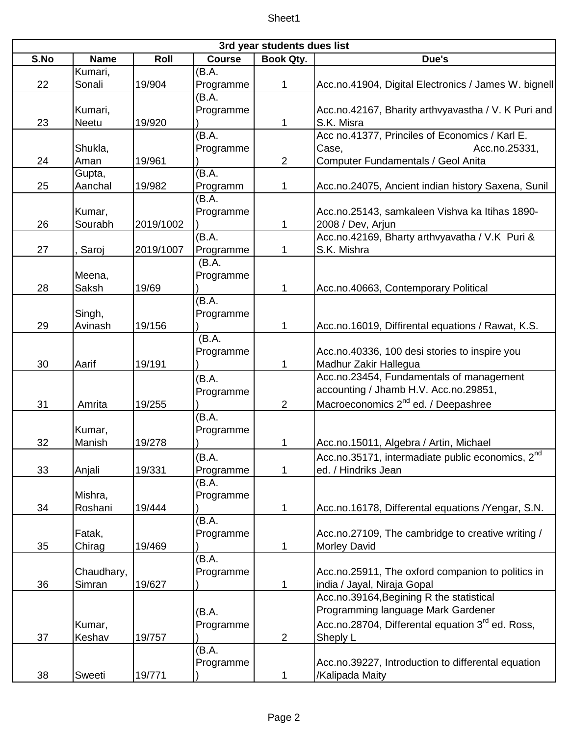| 3rd year students dues list | | | | | |
|---|---|---|---|---|---|
| S.No | Name | Roll | Course | Book Qty. | Due's |
| 22 | Kumari, Sonali | 19/904 | (B.A. Programme | 1 | Acc.no.41904, Digital Electronics / James W. bignell |
| 23 | Kumari, Neetu | 19/920 | (B.A. Programme) | 1 | Acc.no.42167, Bharity arthvyavastha / V. K Puri and S.K. Misra |
| 24 | Shukla, Aman | 19/961 | (B.A. Programme) | 2 | Acc no.41377, Princiles of Economics / Karl E. Case, Acc.no.25331, Computer Fundamentals / Geol Anita |
| 25 | Gupta, Aanchal | 19/982 | (B.A. Programm | 1 | Acc.no.24075, Ancient indian history Saxena, Sunil |
| 26 | Kumar, Sourabh | 2019/1002 | (B.A. Programme) | 1 | Acc.no.25143, samkaleen Vishva ka Itihas 1890-2008 / Dev, Arjun |
| 27 | , Saroj | 2019/1007 | (B.A. Programme | 1 | Acc.no.42169, Bharty arthvyavatha / V.K Puri & S.K. Mishra |
| 28 | Meena, Saksh | 19/69 | (B.A. Programme) | 1 | Acc.no.40663, Contemporary Political |
| 29 | Singh, Avinash | 19/156 | (B.A. Programme) | 1 | Acc.no.16019, Diffirental equations / Rawat, K.S. |
| 30 | Aarif | 19/191 | (B.A. Programme) | 1 | Acc.no.40336, 100 desi stories to inspire you Madhur Zakir Hallegua |
| 31 | Amrita | 19/255 | (B.A. Programme) | 2 | Acc.no.23454, Fundamentals of management accounting / Jhamb H.V. Acc.no.29851, Macroeconomics 2nd ed. / Deepashree |
| 32 | Kumar, Manish | 19/278 | (B.A. Programme) | 1 | Acc.no.15011, Algebra / Artin, Michael |
| 33 | Anjali | 19/331 | (B.A. Programme | 1 | Acc.no.35171, intermadiate public economics, 2nd ed. / Hindriks Jean |
| 34 | Mishra, Roshani | 19/444 | (B.A. Programme) | 1 | Acc.no.16178, Differental equations /Yengar, S.N. |
| 35 | Fatak, Chirag | 19/469 | (B.A. Programme) | 1 | Acc.no.27109, The cambridge to creative writing / Morley David |
| 36 | Chaudhary, Simran | 19/627 | (B.A. Programme) | 1 | Acc.no.25911, The oxford companion to politics in india / Jayal, Niraja Gopal |
| 37 | Kumar, Keshav | 19/757 | (B.A. Programme) | 2 | Acc.no.39164,Begining R the statistical Programming language Mark Gardener Acc.no.28704, Differental equation 3rd ed. Ross, Sheply L |
| 38 | Sweeti | 19/771 | (B.A. Programme) | 1 | Acc.no.39227, Introduction to differental equation /Kalipada Maity |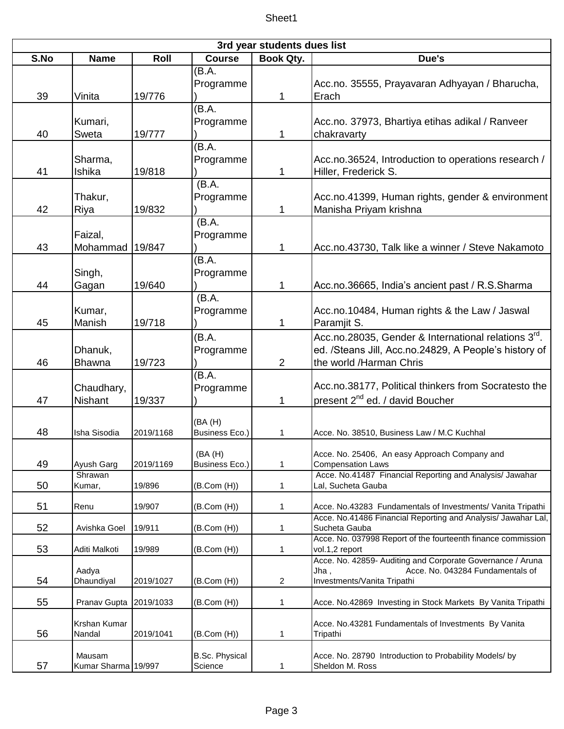| 3rd year students dues list | | | | | |
|---|---|---|---|---|---|
| S.No | Name | Roll | Course | Book Qty. | Due's |
| 39 | Vinita | 19/776 | (B.A. Programme) | 1 | Acc.no. 35555, Prayavaran Adhyayan / Bharucha, Erach |
| 40 | Kumari, Sweta | 19/777 | (B.A. Programme) | 1 | Acc.no. 37973, Bhartiya etihas adikal / Ranveer chakravarty |
| 41 | Sharma, Ishika | 19/818 | (B.A. Programme) | 1 | Acc.no.36524, Introduction to operations research / Hiller, Frederick S. |
| 42 | Thakur, Riya | 19/832 | (B.A. Programme) | 1 | Acc.no.41399, Human rights, gender & environment Manisha Priyam krishna |
| 43 | Faizal, Mohammad | 19/847 | (B.A. Programme) | 1 | Acc.no.43730, Talk like a winner / Steve Nakamoto |
| 44 | Singh, Gagan | 19/640 | (B.A. Programme) | 1 | Acc.no.36665, India's ancient past / R.S.Sharma |
| 45 | Kumar, Manish | 19/718 | (B.A. Programme) | 1 | Acc.no.10484, Human rights & the Law / Jaswal Paramjit S. |
| 46 | Dhanuk, Bhawna | 19/723 | (B.A. Programme) | 2 | Acc.no.28035, Gender & International relations 3rd. ed. /Steans Jill, Acc.no.24829, A People's history of the world /Harman Chris |
| 47 | Chaudhary, Nishant | 19/337 | (B.A. Programme) | 1 | Acc.no.38177, Political thinkers from Socratesto the present 2nd ed. / david Boucher |
| 48 | Isha Sisodia | 2019/1168 | (BA (H) Business Eco.) | 1 | Acce. No. 38510, Business Law / M.C Kuchhal |
| 49 | Ayush Garg | 2019/1169 | (BA (H) Business Eco.) | 1 | Acce. No. 25406, An easy Approach Company and Compensation Laws |
| 50 | Shrawan Kumar, | 19/896 | (B.Com (H)) | 1 | Acce. No.41487 Financial Reporting and Analysis/ Jawahar Lal, Sucheta Gauba |
| 51 | Renu | 19/907 | (B.Com (H)) | 1 | Acce. No.43283 Fundamentals of Investments/ Vanita Tripathi |
| 52 | Avishka Goel | 19/911 | (B.Com (H)) | 1 | Acce. No.41486 Financial Reporting and Analysis/ Jawahar Lal, Sucheta Gauba |
| 53 | Aditi Malkoti | 19/989 | (B.Com (H)) | 1 | Acce. No. 037998 Report of the fourteenth finance commission vol.1,2 report |
| 54 | Aadya Dhaundiyal | 2019/1027 | (B.Com (H)) | 2 | Acce. No. 42859- Auditing and Corporate Governance / Aruna Jha , Acce. No. 043284 Fundamentals of Investments/Vanita Tripathi |
| 55 | Pranav Gupta | 2019/1033 | (B.Com (H)) | 1 | Acce. No.42869 Investing in Stock Markets By Vanita Tripathi |
| 56 | Krshan Kumar Nandal | 2019/1041 | (B.Com (H)) | 1 | Acce. No.43281 Fundamentals of Investments By Vanita Tripathi |
| 57 | Mausam Kumar Sharma | 19/997 | B.Sc. Physical Science | 1 | Acce. No. 28790 Introduction to Probability Models/ by Sheldon M. Ross |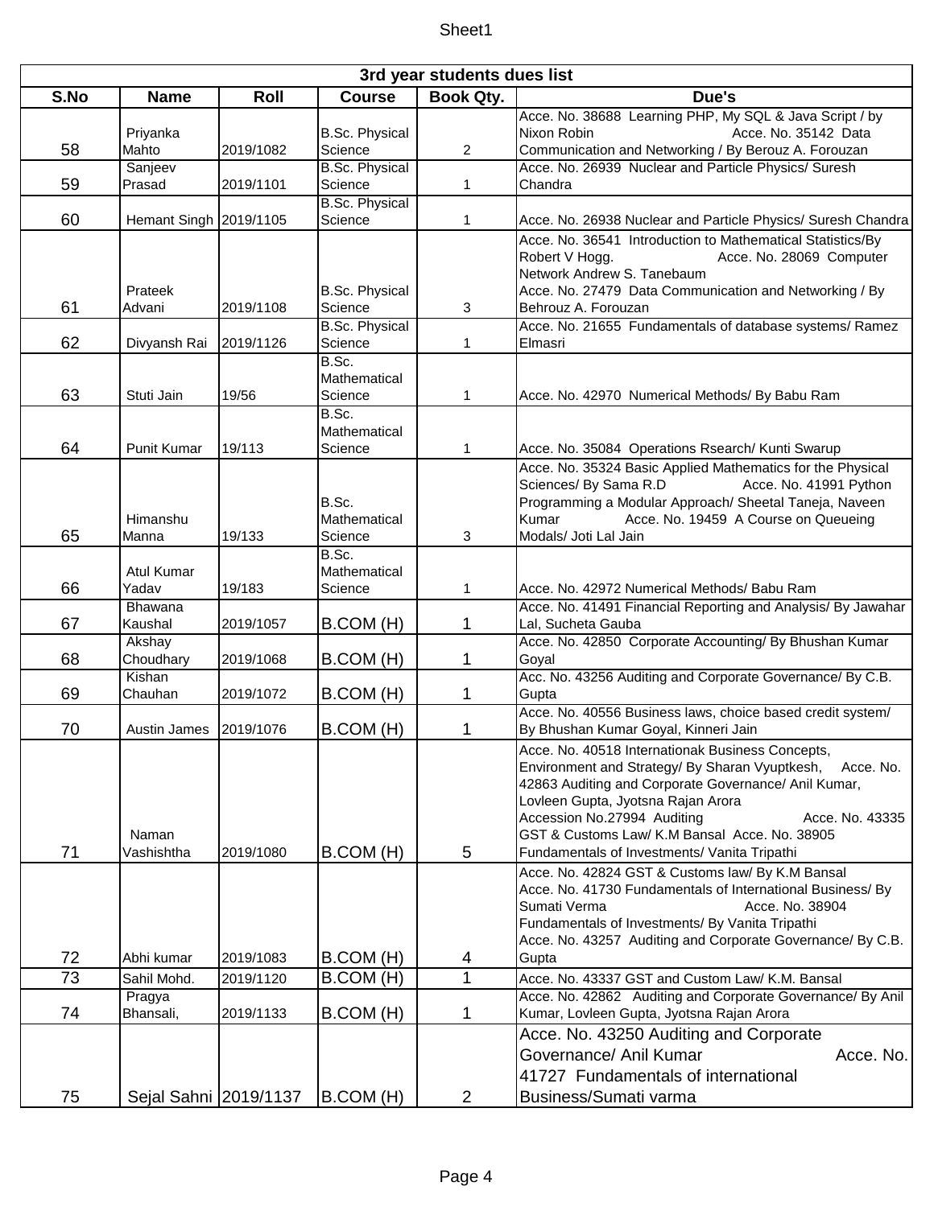| 3rd year students dues list | | | | | |
|---|---|---|---|---|---|
| S.No | Name | Roll | Course | Book Qty. | Due's |
| 58 | Priyanka Mahto | 2019/1082 | B.Sc. Physical Science | 2 | Acce. No. 38688 Learning PHP, My SQL & Java Script / by Nixon Robin Acce. No. 35142 Data Communication and Networking / By Berouz A. Forouzan |
| 59 | Sanjeev Prasad | 2019/1101 | B.Sc. Physical Science | 1 | Acce. No. 26939 Nuclear and Particle Physics/ Suresh Chandra |
| 60 | Hemant Singh | 2019/1105 | B.Sc. Physical Science | 1 | Acce. No. 26938 Nuclear and Particle Physics/ Suresh Chandra |
| 61 | Prateek Advani | 2019/1108 | B.Sc. Physical Science | 3 | Acce. No. 36541 Introduction to Mathematical Statistics/By Robert V Hogg. Acce. No. 28069 Computer Network Andrew S. Tanebaum Acce. No. 27479 Data Communication and Networking / By Behrouz A. Forouzan |
| 62 | Divyansh Rai | 2019/1126 | B.Sc. Physical Science | 1 | Acce. No. 21655 Fundamentals of database systems/ Ramez Elmasri |
| 63 | Stuti Jain | 19/56 | B.Sc. Mathematical Science | 1 | Acce. No. 42970 Numerical Methods/ By Babu Ram |
| 64 | Punit Kumar | 19/113 | B.Sc. Mathematical Science | 1 | Acce. No. 35084 Operations Rsearch/ Kunti Swarup |
| 65 | Himanshu Manna | 19/133 | B.Sc. Mathematical Science | 3 | Acce. No. 35324 Basic Applied Mathematics for the Physical Sciences/ By Sama R.D Acce. No. 41991 Python Programming a Modular Approach/ Sheetal Taneja, Naveen Kumar Acce. No. 19459 A Course on Queueing Modals/ Joti Lal Jain |
| 66 | Atul Kumar Yadav | 19/183 | B.Sc. Mathematical Science | 1 | Acce. No. 42972 Numerical Methods/ Babu Ram |
| 67 | Bhawana Kaushal | 2019/1057 | B.COM (H) | 1 | Acce. No. 41491 Financial Reporting and Analysis/ By Jawahar Lal, Sucheta Gauba |
| 68 | Akshay Choudhary | 2019/1068 | B.COM (H) | 1 | Acce. No. 42850 Corporate Accounting/ By Bhushan Kumar Goyal |
| 69 | Kishan Chauhan | 2019/1072 | B.COM (H) | 1 | Acc. No. 43256 Auditing and Corporate Governance/ By C.B. Gupta |
| 70 | Austin James | 2019/1076 | B.COM (H) | 1 | Acce. No. 40556 Business laws, choice based credit system/ By Bhushan Kumar Goyal, Kinneri Jain |
| 71 | Naman Vashishtha | 2019/1080 | B.COM (H) | 5 | Acce. No. 40518 Internationak Business Concepts, Environment and Strategy/ By Sharan Vyuptkesh, Acce. No. 42863 Auditing and Corporate Governance/ Anil Kumar, Lovleen Gupta, Jyotsna Rajan Arora Accession No.27994 Auditing Acce. No. 43335 GST & Customs Law/ K.M Bansal Acce. No. 38905 Fundamentals of Investments/ Vanita Tripathi |
| 72 | Abhi kumar | 2019/1083 | B.COM (H) | 4 | Acce. No. 42824 GST & Customs law/ By K.M Bansal Acce. No. 41730 Fundamentals of International Business/ By Sumati Verma Acce. No. 38904 Fundamentals of Investments/ By Vanita Tripathi Acce. No. 43257 Auditing and Corporate Governance/ By C.B. Gupta |
| 73 | Sahil Mohd. | 2019/1120 | B.COM (H) | 1 | Acce. No. 43337 GST and Custom Law/ K.M. Bansal |
| 74 | Pragya Bhansali, | 2019/1133 | B.COM (H) | 1 | Acce. No. 42862 Auditing and Corporate Governance/ By Anil Kumar, Lovleen Gupta, Jyotsna Rajan Arora |
| 75 | Sejal Sahni | 2019/1137 | B.COM (H) | 2 | Acce. No. 43250 Auditing and Corporate Governance/ Anil Kumar Acce. No. 41727 Fundamentals of international Business/Sumati varma |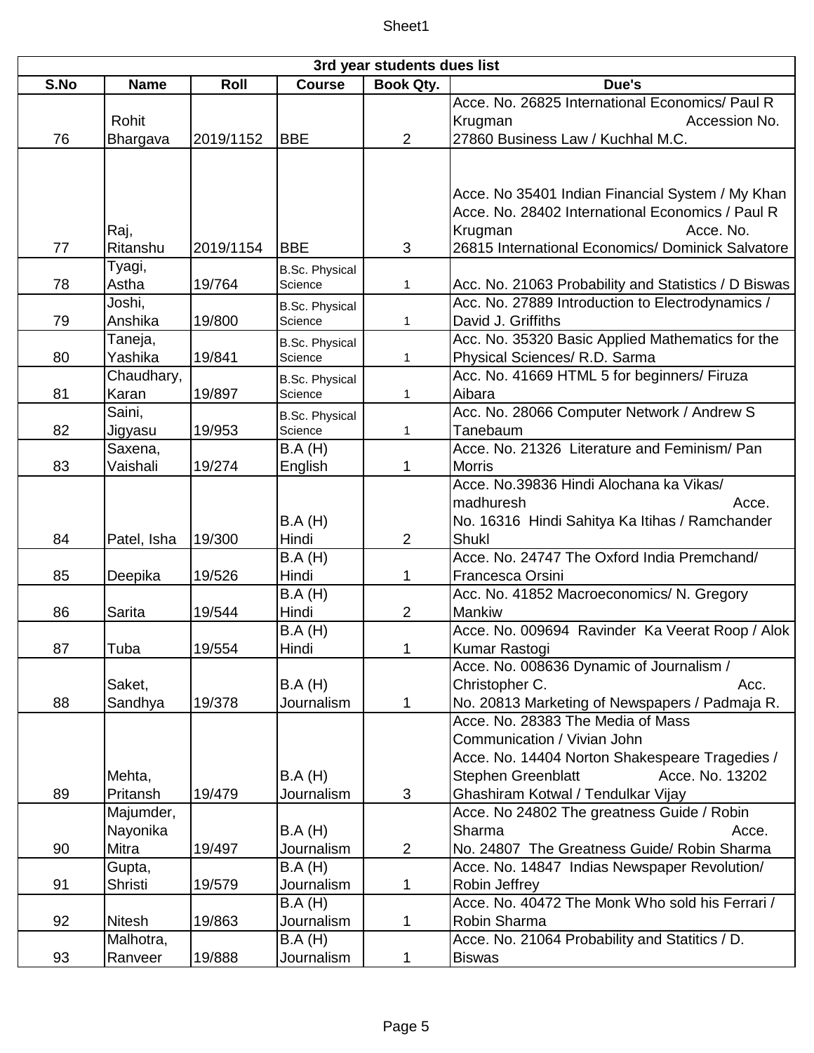| 3rd year students dues list | | | | | |
|---|---|---|---|---|---|
| S.No | Name | Roll | Course | Book Qty. | Due's |
| 76 | Rohit Bhargava | 2019/1152 | BBE | 2 | Acce. No. 26825 International Economics/ Paul R Krugman Accession No. 27860 Business Law / Kuchhal M.C. |
| 77 | Raj, Ritanshu | 2019/1154 | BBE | 3 | Acce. No 35401 Indian Financial System / My Khan Acce. No. 28402 International Economics / Paul R Krugman Acce. No. 26815 International Economics/ Dominick Salvatore |
| 78 | Tyagi, Astha | 19/764 | B.Sc. Physical Science | 1 | Acc. No. 21063 Probability and Statistics / D Biswas |
| 79 | Joshi, Anshika | 19/800 | B.Sc. Physical Science | 1 | Acc. No. 27889 Introduction to Electrodynamics / David J. Griffiths |
| 80 | Taneja, Yashika | 19/841 | B.Sc. Physical Science | 1 | Acc. No. 35320 Basic Applied Mathematics for the Physical Sciences/ R.D. Sarma |
| 81 | Chaudhary, Karan | 19/897 | B.Sc. Physical Science | 1 | Acc. No. 41669 HTML 5 for beginners/ Firuza Aibara |
| 82 | Saini, Jigyasu | 19/953 | B.Sc. Physical Science | 1 | Acc. No. 28066 Computer Network / Andrew S Tanebaum |
| 83 | Saxena, Vaishali | 19/274 | B.A (H) English | 1 | Acce. No. 21326 Literature and Feminism/ Pan Morris |
| 84 | Patel, Isha | 19/300 | B.A (H) Hindi | 2 | Acce. No.39836 Hindi Alochana ka Vikas/ madhuresh Acce. No. 16316 Hindi Sahitya Ka Itihas / Ramchander Shukl |
| 85 | Deepika | 19/526 | B.A (H) Hindi | 1 | Acce. No. 24747 The Oxford India Premchand/ Francesca Orsini |
| 86 | Sarita | 19/544 | B.A (H) Hindi | 2 | Acce. No. 41852 Macroeconomics/ N. Gregory Mankiw |
| 87 | Tuba | 19/554 | B.A (H) Hindi | 1 | Acce. No. 009694 Ravinder Ka Veerat Roop / Alok Kumar Rastogi |
| 88 | Saket, Sandhya | 19/378 | B.A (H) Journalism | 1 | Acce. No. 008636 Dynamic of Journalism / Christopher C. Acc. No. 20813 Marketing of Newspapers / Padmaja R. |
| 89 | Mehta, Pritansh | 19/479 | B.A (H) Journalism | 3 | Acce. No. 28383 The Media of Mass Communication / Vivian John Acce. No. 14404 Norton Shakespeare Tragedies / Stephen Greenblatt Acce. No. 13202 Ghashiram Kotwal / Tendulkar Vijay |
| 90 | Majumder, Nayonika Mitra | 19/497 | B.A (H) Journalism | 2 | Acce. No 24802 The greatness Guide / Robin Sharma Acce. No. 24807 The Greatness Guide/ Robin Sharma |
| 91 | Gupta, Shristi | 19/579 | B.A (H) Journalism | 1 | Acce. No. 14847 Indias Newspaper Revolution/ Robin Jeffrey |
| 92 | Nitesh | 19/863 | B.A (H) Journalism | 1 | Acce. No. 40472 The Monk Who sold his Ferrari / Robin Sharma |
| 93 | Malhotra, Ranveer | 19/888 | B.A (H) Journalism | 1 | Acce. No. 21064 Probability and Statitics / D. Biswas |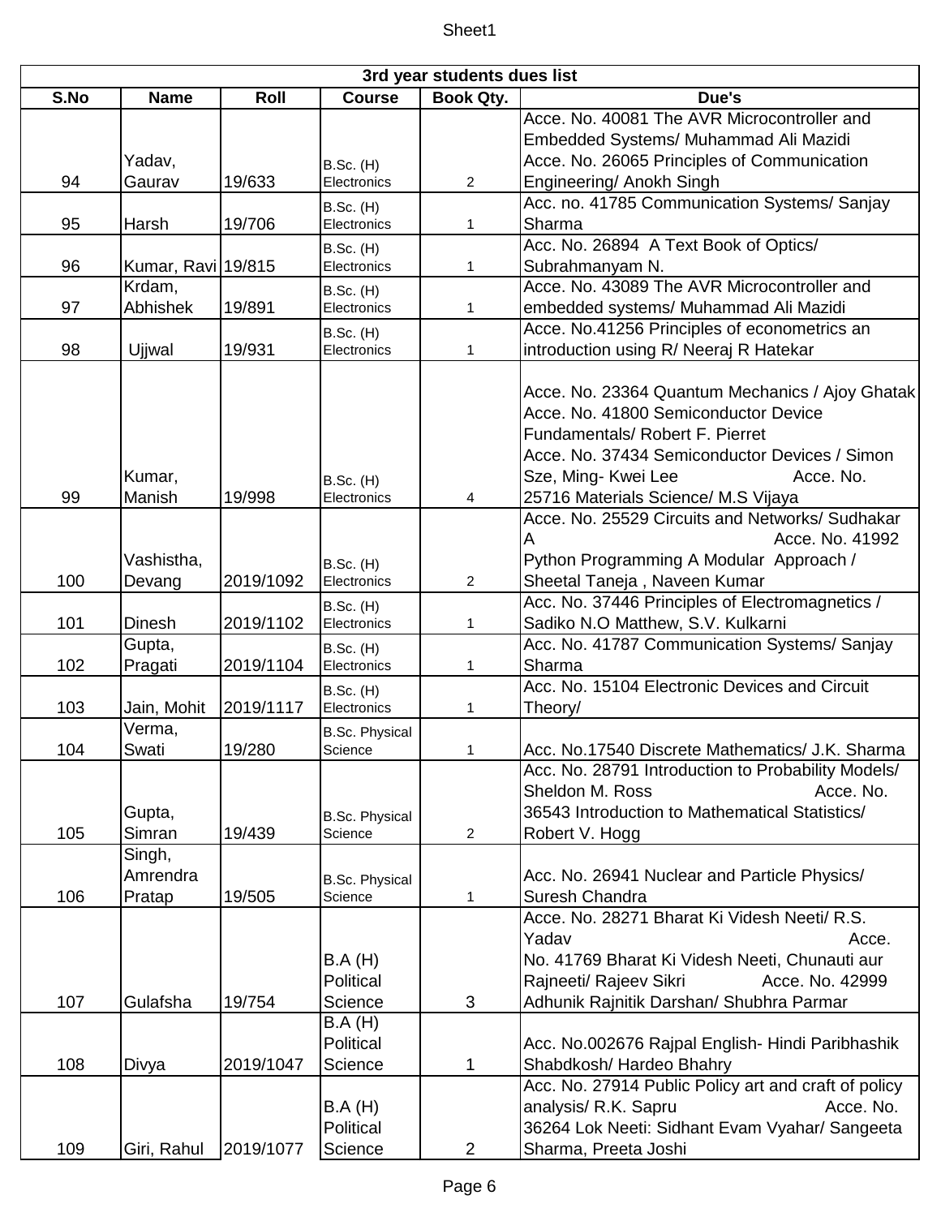| 3rd year students dues list | | | | | |
|---|---|---|---|---|---|
| S.No | Name | Roll | Course | Book Qty. | Due's |
| 94 | Yadav, Gaurav | 19/633 | B.Sc. (H) Electronics | 2 | Acce. No. 40081 The AVR Microcontroller and Embedded Systems/ Muhammad Ali Mazidi Acce. No. 26065 Principles of Communication Engineering/ Anokh Singh |
| 95 | Harsh | 19/706 | B.Sc. (H) Electronics | 1 | Acc. no. 41785 Communication Systems/ Sanjay Sharma |
| 96 | Kumar, Ravi | 19/815 | B.Sc. (H) Electronics | 1 | Acc. No. 26894 A Text Book of Optics/ Subrahmanyam N. |
| 97 | Krdam, Abhishek | 19/891 | B.Sc. (H) Electronics | 1 | Acce. No. 43089 The AVR Microcontroller and embedded systems/ Muhammad Ali Mazidi |
| 98 | Ujjwal | 19/931 | B.Sc. (H) Electronics | 1 | Acce. No.41256 Principles of econometrics an introduction using R/ Neeraj R Hatekar |
| 99 | Kumar, Manish | 19/998 | B.Sc. (H) Electronics | 4 | Acce. No. 23364 Quantum Mechanics / Ajoy Ghatak Acce. No. 41800 Semiconductor Device Fundamentals/ Robert F. Pierret Acce. No. 37434 Semiconductor Devices / Simon Sze, Ming- Kwei Lee Acce. No. 25716 Materials Science/ M.S Vijaya |
| 100 | Vashistha, Devang | 2019/1092 | B.Sc. (H) Electronics | 2 | Acce. No. 25529 Circuits and Networks/ Sudhakar A Acce. No. 41992 Python Programming A Modular Approach / Sheetal Taneja , Naveen Kumar |
| 101 | Dinesh | 2019/1102 | B.Sc. (H) Electronics | 1 | Acc. No. 37446 Principles of Electromagnetics / Sadiko N.O Matthew, S.V. Kulkarni |
| 102 | Gupta, Pragati | 2019/1104 | B.Sc. (H) Electronics | 1 | Acc. No. 41787 Communication Systems/ Sanjay Sharma |
| 103 | Jain, Mohit | 2019/1117 | B.Sc. (H) Electronics | 1 | Acc. No. 15104 Electronic Devices and Circuit Theory/ |
| 104 | Verma, Swati | 19/280 | B.Sc. Physical Science | 1 | Acc. No.17540 Discrete Mathematics/ J.K. Sharma |
| 105 | Gupta, Simran | 19/439 | B.Sc. Physical Science | 2 | Acce. No. 28791 Introduction to Probability Models/ Sheldon M. Ross Acce. No. 36543 Introduction to Mathematical Statistics/ Robert V. Hogg |
| 106 | Singh, Amrendra Pratap | 19/505 | B.Sc. Physical Science | 1 | Acc. No. 26941 Nuclear and Particle Physics/ Suresh Chandra |
| 107 | Gulafsha | 19/754 | B.A (H) Political Science | 3 | Acce. No. 28271 Bharat Ki Videsh Neeti/ R.S. Yadav Acce. No. 41769 Bharat Ki Videsh Neeti, Chunauti aur Rajneeti/ Rajeev Sikri Acce. No. 42999 Adhunik Rajnitik Darshan/ Shubhra Parmar |
| 108 | Divya | 2019/1047 | B.A (H) Political Science | 1 | Acc. No.002676 Rajpal English- Hindi Paribhashik Shabdkosh/ Hardeo Bhahry |
| 109 | Giri, Rahul | 2019/1077 | B.A (H) Political Science | 2 | Acc. No. 27914 Public Policy art and craft of policy analysis/ R.K. Sapru Acce. No. 36264 Lok Neeti: Sidhant Evam Vyahar/ Sangeeta Sharma, Preeta Joshi |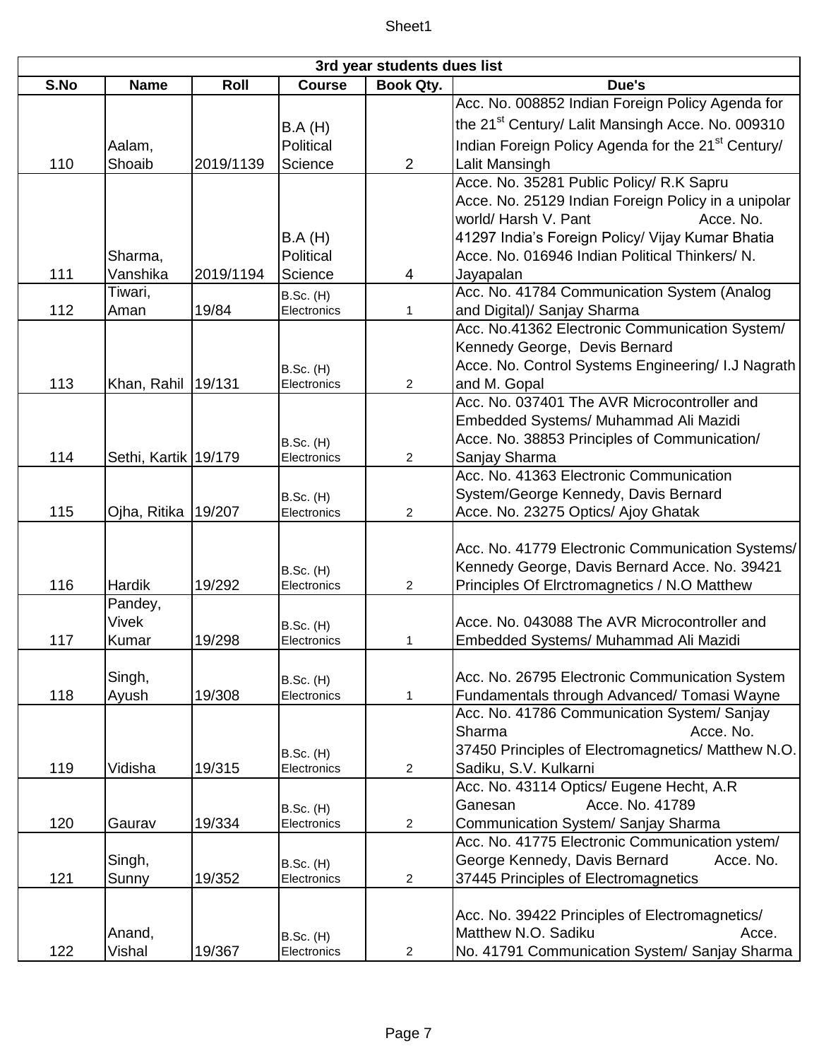| 3rd year students dues list | | | | | |
|---|---|---|---|---|---|
| S.No | Name | Roll | Course | Book Qty. | Due's |
| 110 | Aalam, Shoaib | 2019/1139 | B.A (H) Political Science | 2 | Acc. No. 008852 Indian Foreign Policy Agenda for the 21st Century/ Lalit Mansingh Acce. No. 009310 Indian Foreign Policy Agenda for the 21st Century/ Lalit Mansingh |
| 111 | Sharma, Vanshika | 2019/1194 | B.A (H) Political Science | 4 | Acce. No. 35281 Public Policy/ R.K Sapru Acce. No. 25129 Indian Foreign Policy in a unipolar world/ Harsh V. Pant Acce. No. 41297 India's Foreign Policy/ Vijay Kumar Bhatia Acce. No. 016946 Indian Political Thinkers/ N. Jayapalan |
| 112 | Tiwari, Aman | 19/84 | B.Sc. (H) Electronics | 1 | Acc. No. 41784 Communication System (Analog and Digital)/ Sanjay Sharma |
| 113 | Khan, Rahil | 19/131 | B.Sc. (H) Electronics | 2 | Acc. No.41362 Electronic Communication System/ Kennedy George, Devis Bernard Acce. No. Control Systems Engineering/ I.J Nagrath and M. Gopal |
| 114 | Sethi, Kartik | 19/179 | B.Sc. (H) Electronics | 2 | Acc. No. 037401 The AVR Microcontroller and Embedded Systems/ Muhammad Ali Mazidi Acce. No. 38853 Principles of Communication/ Sanjay Sharma |
| 115 | Ojha, Ritika | 19/207 | B.Sc. (H) Electronics | 2 | Acc. No. 41363 Electronic Communication System/George Kennedy, Davis Bernard Acce. No. 23275 Optics/ Ajoy Ghatak |
| 116 | Hardik | 19/292 | B.Sc. (H) Electronics | 2 | Acc. No. 41779 Electronic Communication Systems/ Kennedy George, Davis Bernard Acce. No. 39421 Principles Of Elrctromagnetics / N.O Matthew |
| 117 | Pandey, Vivek Kumar | 19/298 | B.Sc. (H) Electronics | 1 | Acce. No. 043088 The AVR Microcontroller and Embedded Systems/ Muhammad Ali Mazidi |
| 118 | Singh, Ayush | 19/308 | B.Sc. (H) Electronics | 1 | Acc. No. 26795 Electronic Communication System Fundamentals through Advanced/ Tomasi Wayne |
| 119 | Vidisha | 19/315 | B.Sc. (H) Electronics | 2 | Acc. No. 41786 Communication System/ Sanjay Sharma Acce. No. 37450 Principles of Electromagnetics/ Matthew N.O. Sadiku, S.V. Kulkarni |
| 120 | Gaurav | 19/334 | B.Sc. (H) Electronics | 2 | Acc. No. 43114 Optics/ Eugene Hecht, A.R Ganesan Acce. No. 41789 Communication System/ Sanjay Sharma |
| 121 | Singh, Sunny | 19/352 | B.Sc. (H) Electronics | 2 | Acc. No. 41775 Electronic Communication ystem/ George Kennedy, Davis Bernard Acce. No. 37445 Principles of Electromagnetics |
| 122 | Anand, Vishal | 19/367 | B.Sc. (H) Electronics | 2 | Acc. No. 39422 Principles of Electromagnetics/ Matthew N.O. Sadiku Acce. No. 41791 Communication System/ Sanjay Sharma |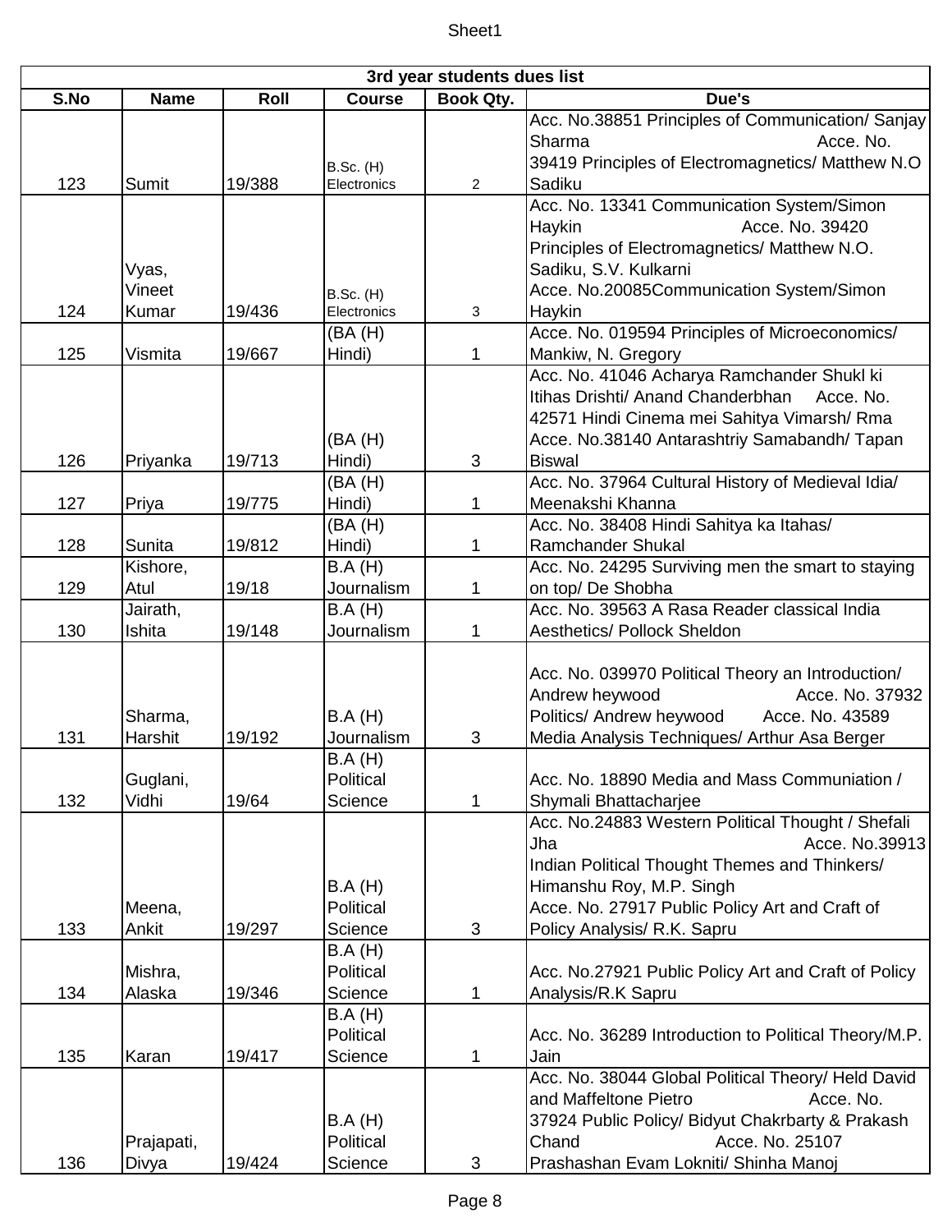| 3rd year students dues list | | | | | |
|---|---|---|---|---|---|
| S.No | Name | Roll | Course | Book Qty. | Due's |
| 123 | Sumit | 19/388 | B.Sc. (H) Electronics | 2 | Acc. No.38851 Principles of Communication/ Sanjay Sharma Acce. No. 39419 Principles of Electromagnetics/ Matthew N.O Sadiku |
| 124 | Vyas, Vineet Kumar | 19/436 | B.Sc. (H) Electronics | 3 | Acc. No. 13341 Communication System/Simon Haykin Acce. No. 39420 Principles of Electromagnetics/ Matthew N.O. Sadiku, S.V. Kulkarni Acce. No.20085Communication System/Simon Haykin |
| 125 | Vismita | 19/667 | (BA (H) Hindi) | 1 | Acce. No. 019594 Principles of Microeconomics/ Mankiw, N. Gregory |
| 126 | Priyanka | 19/713 | (BA (H) Hindi) | 3 | Acc. No. 41046 Acharya Ramchander Shukl ki Itihas Drishti/ Anand Chanderbhan Acce. No. 42571 Hindi Cinema mei Sahitya Vimarsh/ Rma Acce. No.38140 Antarashtriy Samabandh/ Tapan Biswal |
| 127 | Priya | 19/775 | (BA (H) Hindi) | 1 | Acc. No. 37964 Cultural History of Medieval Idia/ Meenakshi Khanna |
| 128 | Sunita | 19/812 | (BA (H) Hindi) | 1 | Acc. No. 38408 Hindi Sahitya ka Itahas/ Ramchander Shukal |
| 129 | Kishore, Atul | 19/18 | B.A (H) Journalism | 1 | Acc. No. 24295 Surviving men the smart to staying on top/ De Shobha |
| 130 | Jairath, Ishita | 19/148 | B.A (H) Journalism | 1 | Acc. No. 39563 A Rasa Reader classical India Aesthetics/ Pollock Sheldon |
| 131 | Sharma, Harshit | 19/192 | B.A (H) Journalism | 3 | Acc. No. 039970 Political Theory an Introduction/ Andrew heywood Acce. No. 37932 Politics/ Andrew heywood Acce. No. 43589 Media Analysis Techniques/ Arthur Asa Berger |
| 132 | Guglani, Vidhi | 19/64 | B.A (H) Political Science | 1 | Acc. No. 18890 Media and Mass Communiation / Shymali Bhattacharjee |
| 133 | Meena, Ankit | 19/297 | B.A (H) Political Science | 3 | Acc. No.24883 Western Political Thought / Shefali Jha Acce. No.39913 Indian Political Thought Themes and Thinkers/ Himanshu Roy, M.P. Singh Acce. No. 27917 Public Policy Art and Craft of Policy Analysis/ R.K. Sapru |
| 134 | Mishra, Alaska | 19/346 | B.A (H) Political Science | 1 | Acc. No.27921 Public Policy Art and Craft of Policy Analysis/R.K Sapru |
| 135 | Karan | 19/417 | B.A (H) Political Science | 1 | Acc. No. 36289 Introduction to Political Theory/M.P. Jain |
| 136 | Prajapati, Divya | 19/424 | B.A (H) Political Science | 3 | Acc. No. 38044 Global Political Theory/ Held David and Maffeltone Pietro Acce. No. 37924 Public Policy/ Bidyut Chakrbarty & Prakash Chand Acce. No. 25107 Prashashan Evam Lokniti/ Shinha Manoj |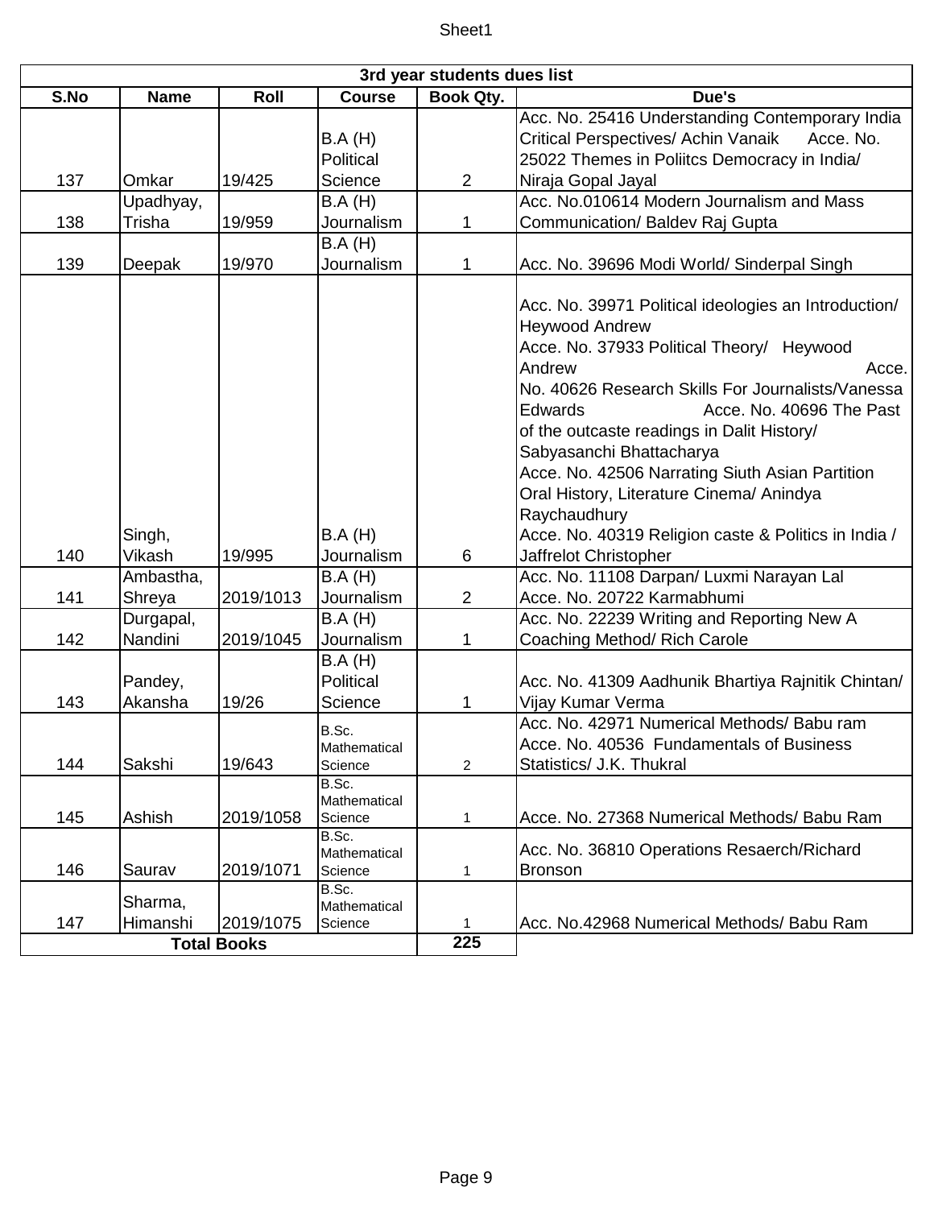| 3rd year students dues list | | | | | |
|---|---|---|---|---|---|
| S.No | Name | Roll | Course | Book Qty. | Due's |
| 137 | Omkar | 19/425 | B.A (H) Political Science | 2 | Acc. No. 25416 Understanding Contemporary India Critical Perspectives/ Achin Vanaik Acce. No. 25022 Themes in Poliitcs Democracy in India/ Niraja Gopal Jayal |
| 138 | Upadhyay, Trisha | 19/959 | B.A (H) Journalism | 1 | Acc. No.010614 Modern Journalism and Mass Communication/ Baldev Raj Gupta |
| 139 | Deepak | 19/970 | B.A (H) Journalism | 1 | Acc. No. 39696 Modi World/ Sinderpal Singh |
| 140 | Singh, Vikash | 19/995 | B.A (H) Journalism | 6 | Acc. No. 39971 Political ideologies an Introduction/ Heywood Andrew Acce. No. 37933 Political Theory/ Heywood Andrew Acce. No. 40626 Research Skills For Journalists/Vanessa Edwards Acce. No. 40696 The Past of the outcaste readings in Dalit History/ Sabyasanchi Bhattacharya Acce. No. 42506 Narrating Siuth Asian Partition Oral History, Literature Cinema/ Anindya Raychaudhury Acce. No. 40319 Religion caste & Politics in India / Jaffrelot Christopher |
| 141 | Ambastha, Shreya | 2019/1013 | B.A (H) Journalism | 2 | Acc. No. 11108 Darpan/ Luxmi Narayan Lal Acce. No. 20722 Karmabhumi |
| 142 | Durgapal, Nandini | 2019/1045 | B.A (H) Journalism | 1 | Acc. No. 22239 Writing and Reporting New A Coaching Method/ Rich Carole |
| 143 | Pandey, Akansha | 19/26 | B.A (H) Political Science | 1 | Acc. No. 41309 Aadhunik Bhartiya Rajnitik Chintan/ Vijay Kumar Verma |
| 144 | Sakshi | 19/643 | B.Sc. Mathematical Science | 2 | Acc. No. 42971 Numerical Methods/ Babu ram Acce. No. 40536 Fundamentals of Business Statistics/ J.K. Thukral |
| 145 | Ashish | 2019/1058 | B.Sc. Mathematical Science | 1 | Acce. No. 27368 Numerical Methods/ Babu Ram |
| 146 | Saurav | 2019/1071 | B.Sc. Mathematical Science | 1 | Acc. No. 36810 Operations Resaerch/Richard Bronson |
| 147 | Sharma, Himanshi | 2019/1075 | B.Sc. Mathematical Science | 1 | Acc. No.42968 Numerical Methods/ Babu Ram |
| Total Books | | | | 225 | |